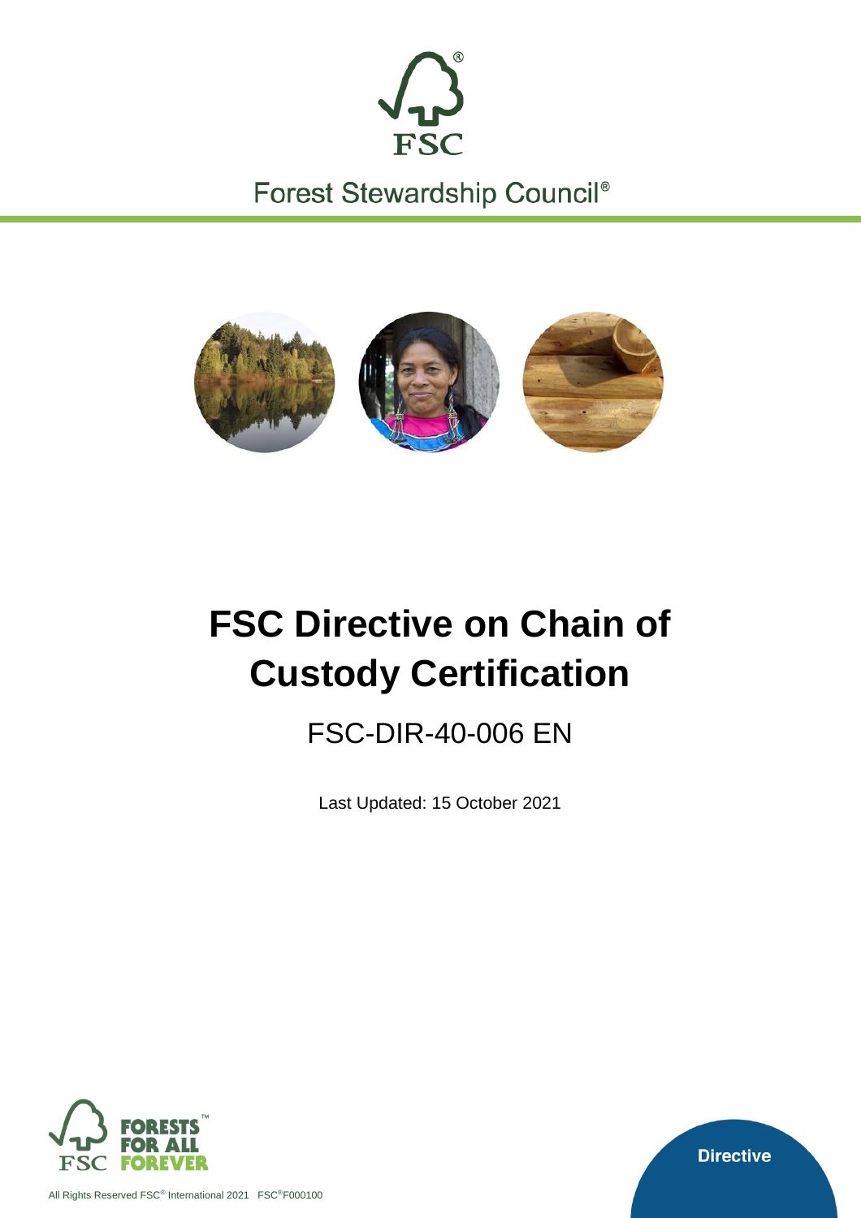Forest Stewardship Council®

# FSC Directive on Chain of Custody Certification

## FSC-DIR-40-006 EN

Last Updated: 15 October 2021

FORESTS FOR ALL FOREVER

Directive

All Rights Reserved FSC® International 2021 FSC®F000100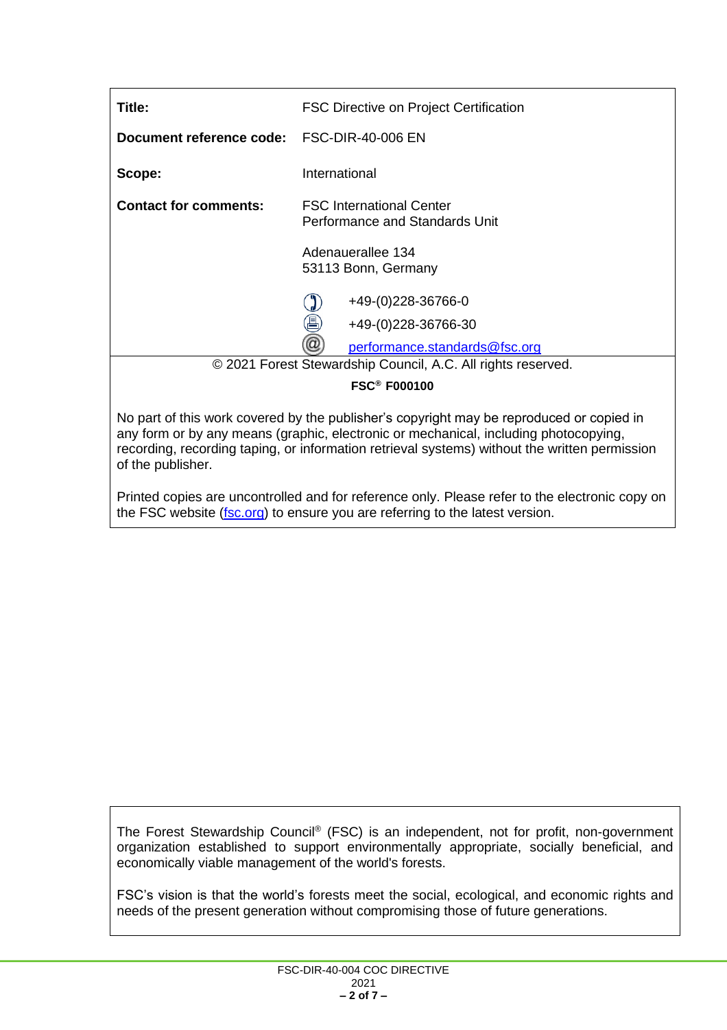| | |
|---|---|
| **Title:** | FSC Directive on Project Certification |
| **Document reference code:** | FSC-DIR-40-006 EN |
| **Scope:** | International |
| **Contact for comments:** | FSC International Center<br>Performance and Standards Unit<br><br>Adenauerallee 134<br>53113 Bonn, Germany<br><br>+49-(0)228-36766-0<br>+49-(0)228-36766-30<br>performance.standards@fsc.org |

© 2021 Forest Stewardship Council, A.C. All rights reserved.

**FSC® F000100**

No part of this work covered by the publisher's copyright may be reproduced or copied in any form or by any means (graphic, electronic or mechanical, including photocopying, recording, recording taping, or information retrieval systems) without the written permission of the publisher.

Printed copies are uncontrolled and for reference only. Please refer to the electronic copy on the FSC website (fsc.org) to ensure you are referring to the latest version.

The Forest Stewardship Council® (FSC) is an independent, not for profit, non-government organization established to support environmentally appropriate, socially beneficial, and economically viable management of the world's forests.

FSC's vision is that the world's forests meet the social, ecological, and economic rights and needs of the present generation without compromising those of future generations.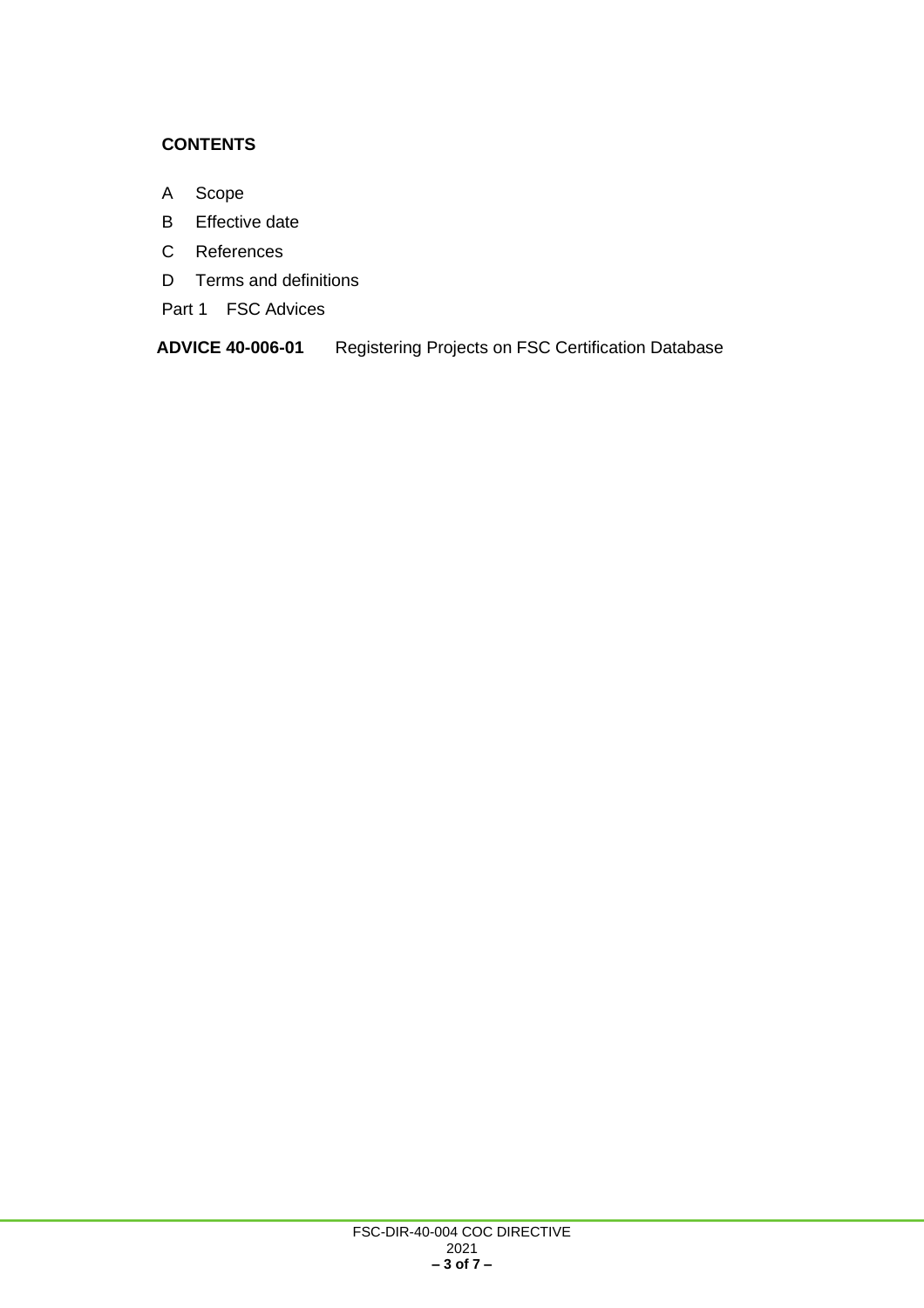**CONTENTS**

A Scope

B Effective date

C References

D Terms and definitions

Part 1 FSC Advices

**ADVICE 40-006-01** Registering Projects on FSC Certification Database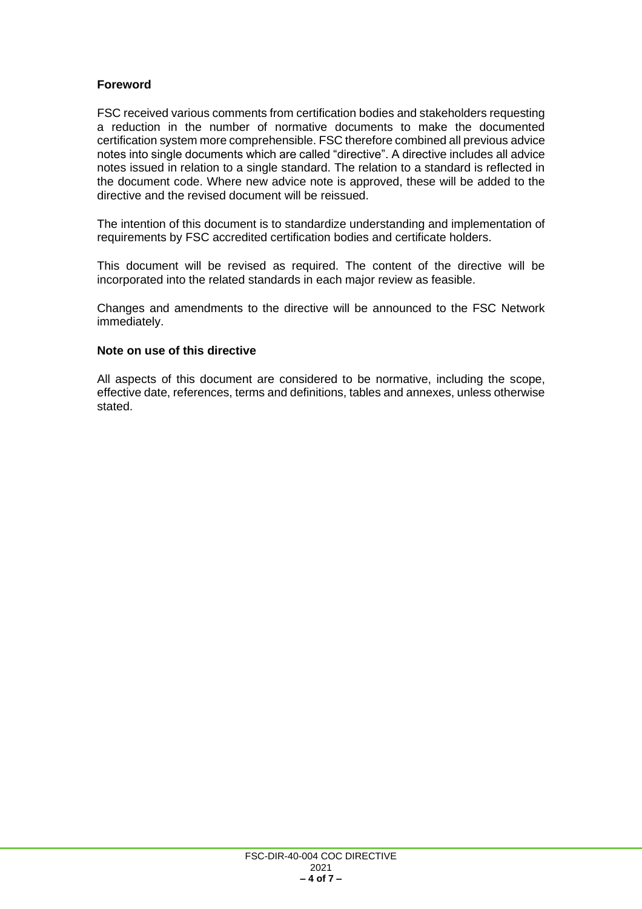## Foreword

FSC received various comments from certification bodies and stakeholders requesting a reduction in the number of normative documents to make the documented certification system more comprehensible. FSC therefore combined all previous advice notes into single documents which are called "directive". A directive includes all advice notes issued in relation to a single standard. The relation to a standard is reflected in the document code. Where new advice note is approved, these will be added to the directive and the revised document will be reissued.

The intention of this document is to standardize understanding and implementation of requirements by FSC accredited certification bodies and certificate holders.

This document will be revised as required. The content of the directive will be incorporated into the related standards in each major review as feasible.

Changes and amendments to the directive will be announced to the FSC Network immediately.

## Note on use of this directive

All aspects of this document are considered to be normative, including the scope, effective date, references, terms and definitions, tables and annexes, unless otherwise stated.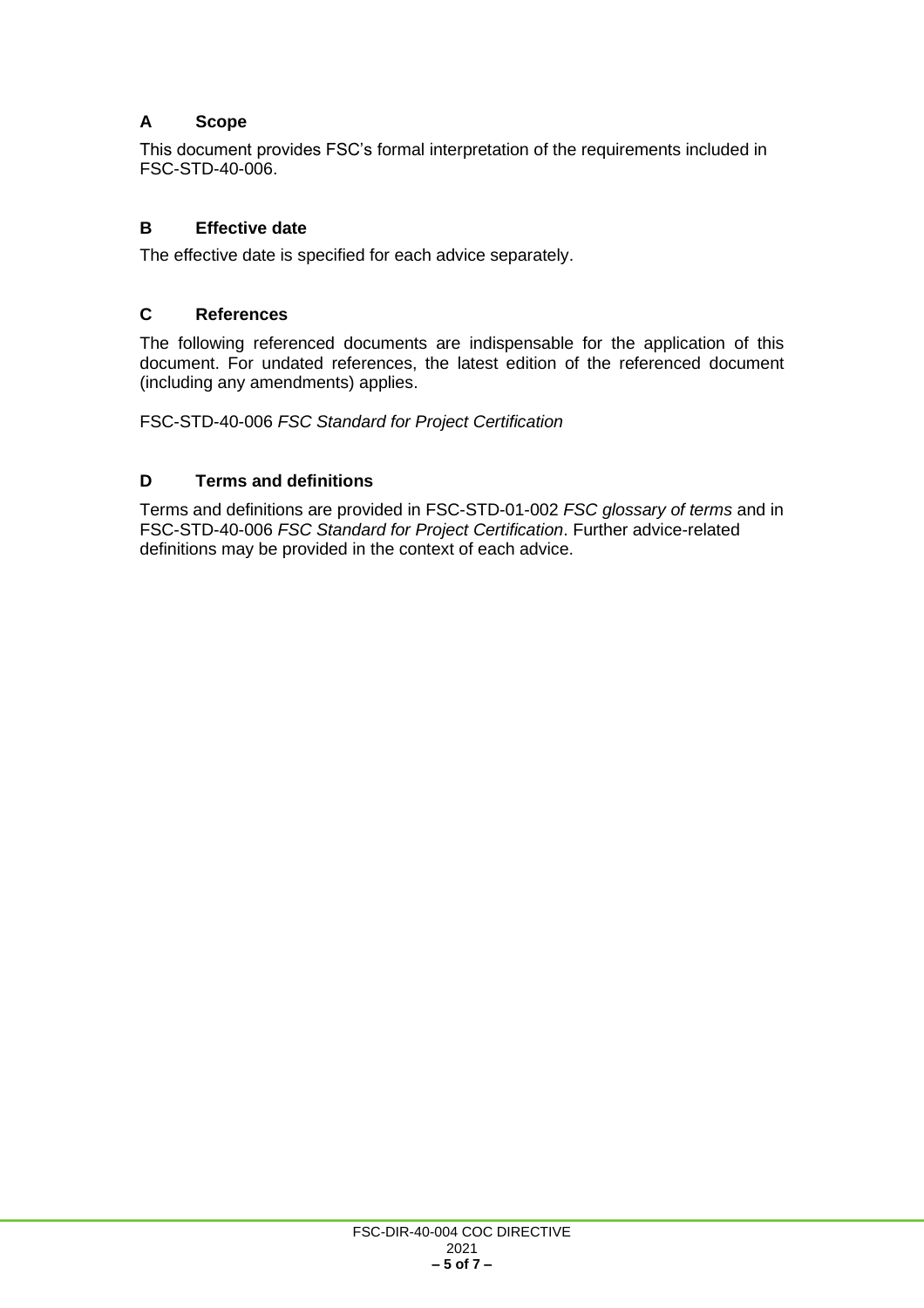## A Scope

This document provides FSC's formal interpretation of the requirements included in FSC-STD-40-006.

## B Effective date

The effective date is specified for each advice separately.

## C References

The following referenced documents are indispensable for the application of this document. For undated references, the latest edition of the referenced document (including any amendments) applies.

FSC-STD-40-006 *FSC Standard for Project Certification*

## D Terms and definitions

Terms and definitions are provided in FSC-STD-01-002 *FSC glossary of terms* and in FSC-STD-40-006 *FSC Standard for Project Certification*. Further advice-related definitions may be provided in the context of each advice.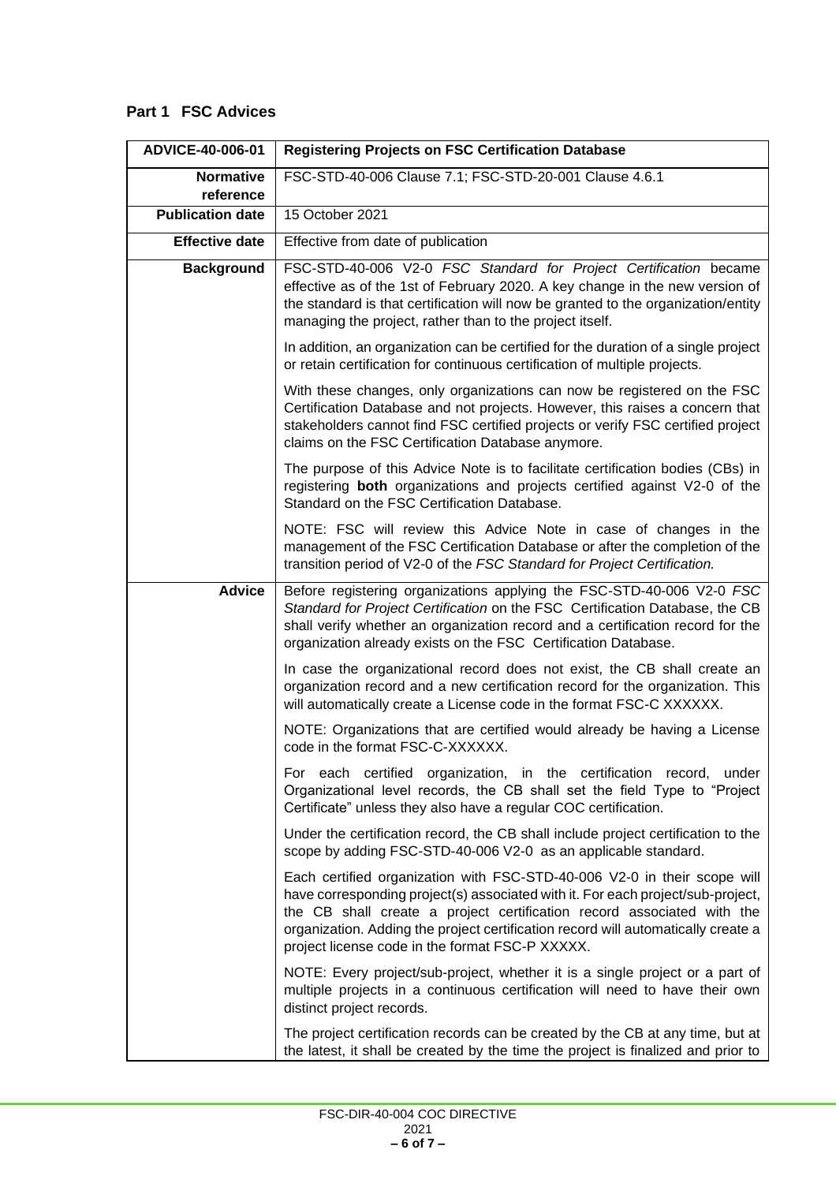## Part 1 FSC Advices

| ADVICE-40-006-01 | Registering Projects on FSC Certification Database |
|---|---|
| **Normative reference** | FSC-STD-40-006 Clause 7.1; FSC-STD-20-001 Clause 4.6.1 |
| **Publication date** | 15 October 2021 |
| **Effective date** | Effective from date of publication |
| **Background** | FSC-STD-40-006 V2-0 *FSC Standard for Project Certification* became effective as of the 1st of February 2020. A key change in the new version of the standard is that certification will now be granted to the organization/entity managing the project, rather than to the project itself.<br><br>In addition, an organization can be certified for the duration of a single project or retain certification for continuous certification of multiple projects.<br><br>With these changes, only organizations can now be registered on the FSC Certification Database and not projects. However, this raises a concern that stakeholders cannot find FSC certified projects or verify FSC certified project claims on the FSC Certification Database anymore.<br><br>The purpose of this Advice Note is to facilitate certification bodies (CBs) in registering **both** organizations and projects certified against V2-0 of the Standard on the FSC Certification Database.<br><br>NOTE: FSC will review this Advice Note in case of changes in the management of the FSC Certification Database or after the completion of the transition period of V2-0 of the *FSC Standard for Project Certification.* |
| **Advice** | Before registering organizations applying the FSC-STD-40-006 V2-0 *FSC Standard for Project Certification* on the FSC Certification Database, the CB shall verify whether an organization record and a certification record for the organization already exists on the FSC Certification Database.<br><br>In case the organizational record does not exist, the CB shall create an organization record and a new certification record for the organization. This will automatically create a License code in the format FSC-C XXXXXX.<br><br>NOTE: Organizations that are certified would already be having a License code in the format FSC-C-XXXXXX.<br><br>For each certified organization, in the certification record, under Organizational level records, the CB shall set the field Type to "Project Certificate" unless they also have a regular COC certification.<br><br>Under the certification record, the CB shall include project certification to the scope by adding FSC-STD-40-006 V2-0 as an applicable standard.<br><br>Each certified organization with FSC-STD-40-006 V2-0 in their scope will have corresponding project(s) associated with it. For each project/sub-project, the CB shall create a project certification record associated with the organization. Adding the project certification record will automatically create a project license code in the format FSC-P XXXXX.<br><br>NOTE: Every project/sub-project, whether it is a single project or a part of multiple projects in a continuous certification will need to have their own distinct project records.<br><br>The project certification records can be created by the CB at any time, but at the latest, it shall be created by the time the project is finalized and prior to |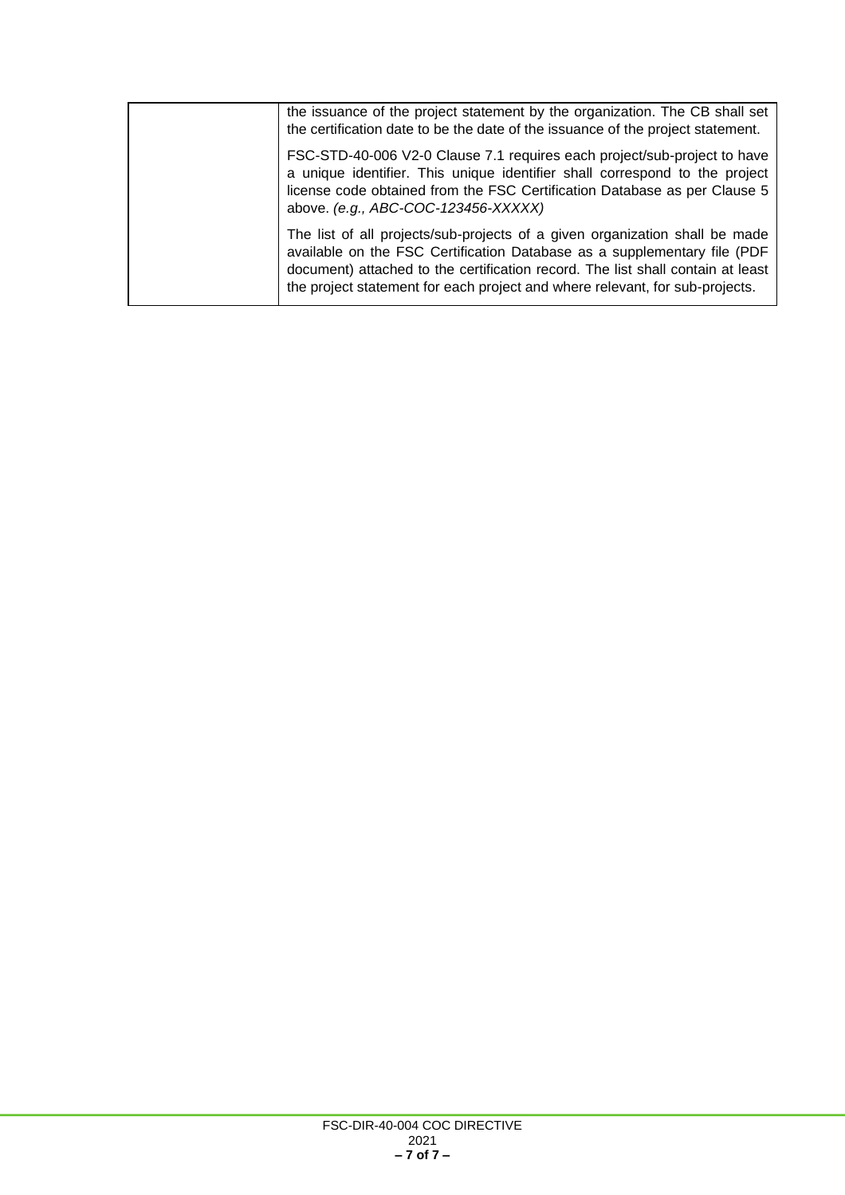| | |
|---|---|
| | the issuance of the project statement by the organization. The CB shall set the certification date to be the date of the issuance of the project statement.<br><br>FSC-STD-40-006 V2-0 Clause 7.1 requires each project/sub-project to have a unique identifier. This unique identifier shall correspond to the project license code obtained from the FSC Certification Database as per Clause 5 above. *(e.g., ABC-COC-123456-XXXXX)*<br><br>The list of all projects/sub-projects of a given organization shall be made available on the FSC Certification Database as a supplementary file (PDF document) attached to the certification record. The list shall contain at least the project statement for each project and where relevant, for sub-projects. |